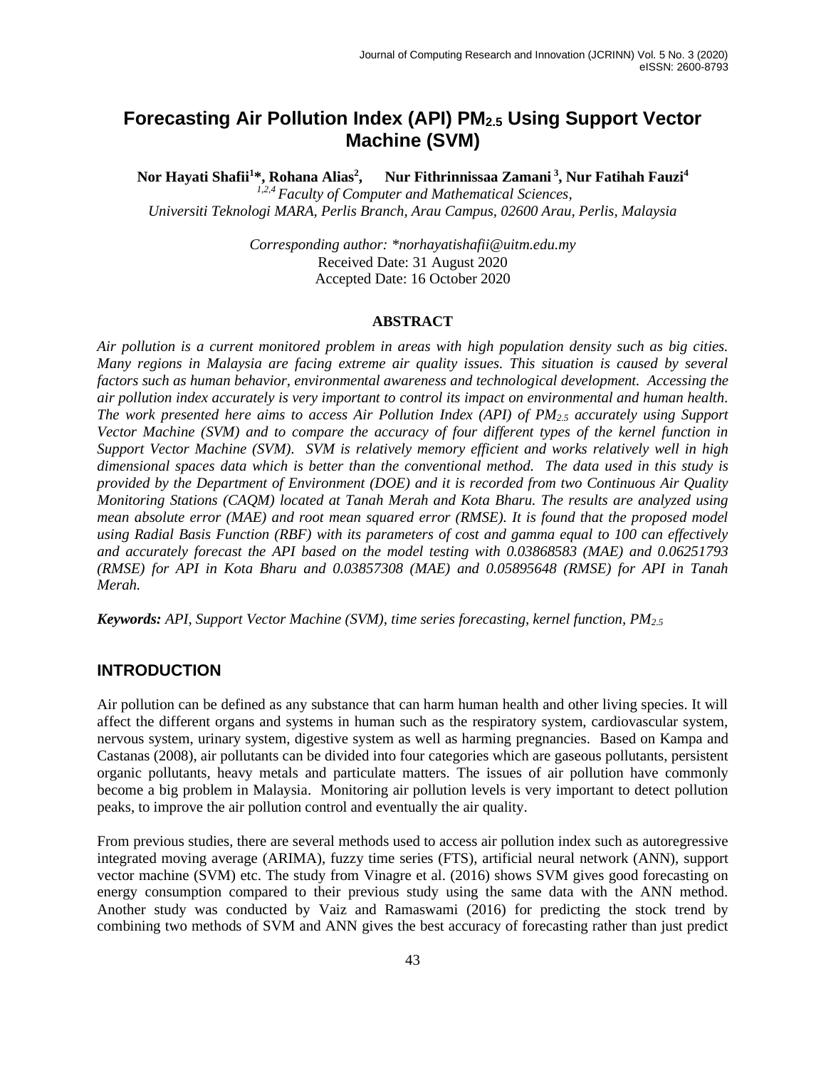# Forecasting Air Pollution Index (API) $PM_{2.5}$ Using Support Vector Machine (SVM)

**Nor Hayati Shafii[1]*, Rohana Alias[2], Nur Fithrinnissaa Zamani[3], Nur Fatihah Fauzi[4]**

*[1,2,4] Faculty of Computer and Mathematical Sciences, Universiti Teknologi MARA, Perlis Branch, Arau Campus, 02600 Arau, Perlis, Malaysia*

*Corresponding author: *norhayatishafii@uitm.edu.my*
Received Date: 31 August 2020
Accepted Date: 16 October 2020

## ABSTRACT

*Air pollution is a current monitored problem in areas with high population density such as big cities. Many regions in Malaysia are facing extreme air quality issues. This situation is caused by several factors such as human behavior, environmental awareness and technological development. Accessing the air pollution index accurately is very important to control its impact on environmental and human health. The work presented here aims to access Air Pollution Index (API) of $PM_{2.5}$ accurately using Support Vector Machine (SVM) and to compare the accuracy of four different types of the kernel function in Support Vector Machine (SVM). SVM is relatively memory efficient and works relatively well in high dimensional spaces data which is better than the conventional method. The data used in this study is provided by the Department of Environment (DOE) and it is recorded from two Continuous Air Quality Monitoring Stations (CAQM) located at Tanah Merah and Kota Bharu. The results are analyzed using mean absolute error (MAE) and root mean squared error (RMSE). It is found that the proposed model using Radial Basis Function (RBF) with its parameters of cost and gamma equal to 100 can effectively and accurately forecast the API based on the model testing with 0.03868583 (MAE) and 0.06251793 (RMSE) for API in Kota Bharu and 0.03857308 (MAE) and 0.05895648 (RMSE) for API in Tanah Merah.*

***Keywords:*** *API, Support Vector Machine (SVM), time series forecasting, kernel function, $PM_{2.5}$*

## INTRODUCTION

Air pollution can be defined as any substance that can harm human health and other living species. It will affect the different organs and systems in human such as the respiratory system, cardiovascular system, nervous system, urinary system, digestive system as well as harming pregnancies. Based on Kampa and Castanas (2008), air pollutants can be divided into four categories which are gaseous pollutants, persistent organic pollutants, heavy metals and particulate matters. The issues of air pollution have commonly become a big problem in Malaysia. Monitoring air pollution levels is very important to detect pollution peaks, to improve the air pollution control and eventually the air quality.

From previous studies, there are several methods used to access air pollution index such as autoregressive integrated moving average (ARIMA), fuzzy time series (FTS), artificial neural network (ANN), support vector machine (SVM) etc. The study from Vinagre et al. (2016) shows SVM gives good forecasting on energy consumption compared to their previous study using the same data with the ANN method. Another study was conducted by Vaiz and Ramaswami (2016) for predicting the stock trend by combining two methods of SVM and ANN gives the best accuracy of forecasting rather than just predict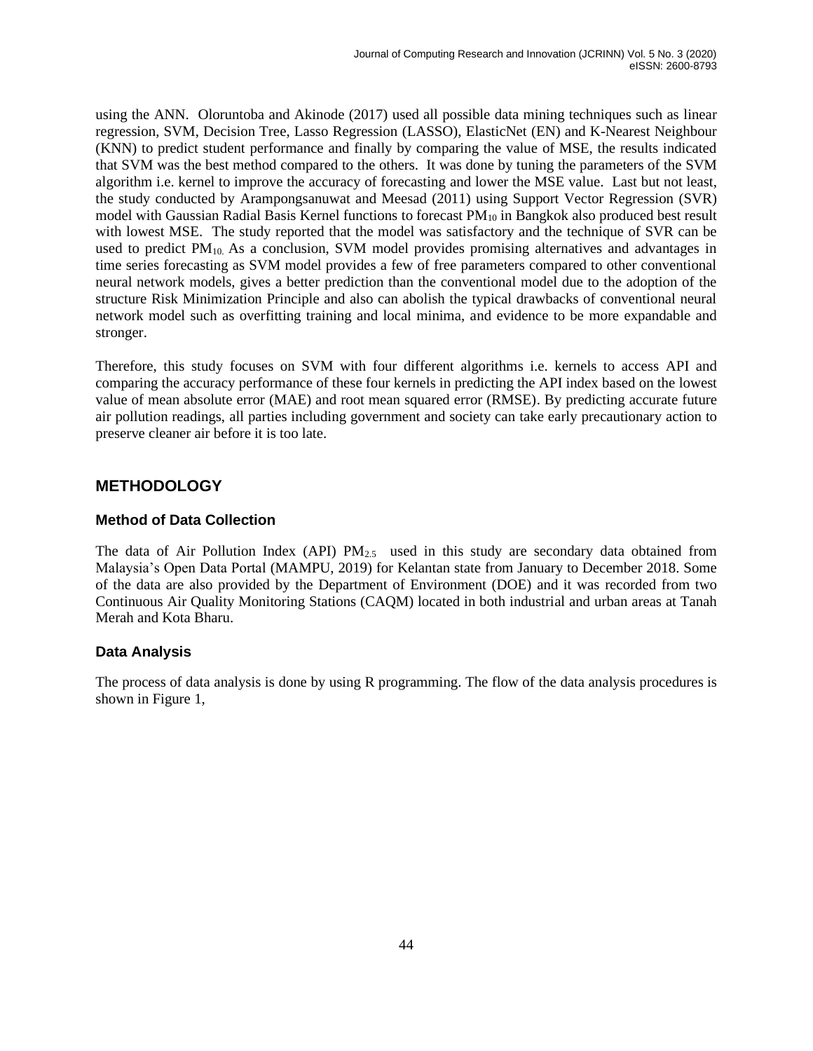using the ANN. Oloruntoba and Akinode (2017) used all possible data mining techniques such as linear regression, SVM, Decision Tree, Lasso Regression (LASSO), ElasticNet (EN) and K-Nearest Neighbour (KNN) to predict student performance and finally by comparing the value of MSE, the results indicated that SVM was the best method compared to the others. It was done by tuning the parameters of the SVM algorithm i.e. kernel to improve the accuracy of forecasting and lower the MSE value. Last but not least, the study conducted by Arampongsanuwat and Meesad (2011) using Support Vector Regression (SVR) model with Gaussian Radial Basis Kernel functions to forecast $PM_{10}$ in Bangkok also produced best result with lowest MSE. The study reported that the model was satisfactory and the technique of SVR can be used to predict $PM_{10}$. As a conclusion, SVM model provides promising alternatives and advantages in time series forecasting as SVM model provides a few of free parameters compared to other conventional neural network models, gives a better prediction than the conventional model due to the adoption of the structure Risk Minimization Principle and also can abolish the typical drawbacks of conventional neural network model such as overfitting training and local minima, and evidence to be more expandable and stronger.

Therefore, this study focuses on SVM with four different algorithms i.e. kernels to access API and comparing the accuracy performance of these four kernels in predicting the API index based on the lowest value of mean absolute error (MAE) and root mean squared error (RMSE). By predicting accurate future air pollution readings, all parties including government and society can take early precautionary action to preserve cleaner air before it is too late.

## METHODOLOGY

### Method of Data Collection

The data of Air Pollution Index (API) $PM_{2.5}$ used in this study are secondary data obtained from Malaysia's Open Data Portal (MAMPU, 2019) for Kelantan state from January to December 2018. Some of the data are also provided by the Department of Environment (DOE) and it was recorded from two Continuous Air Quality Monitoring Stations (CAQM) located in both industrial and urban areas at Tanah Merah and Kota Bharu.

### Data Analysis

The process of data analysis is done by using R programming. The flow of the data analysis procedures is shown in Figure 1,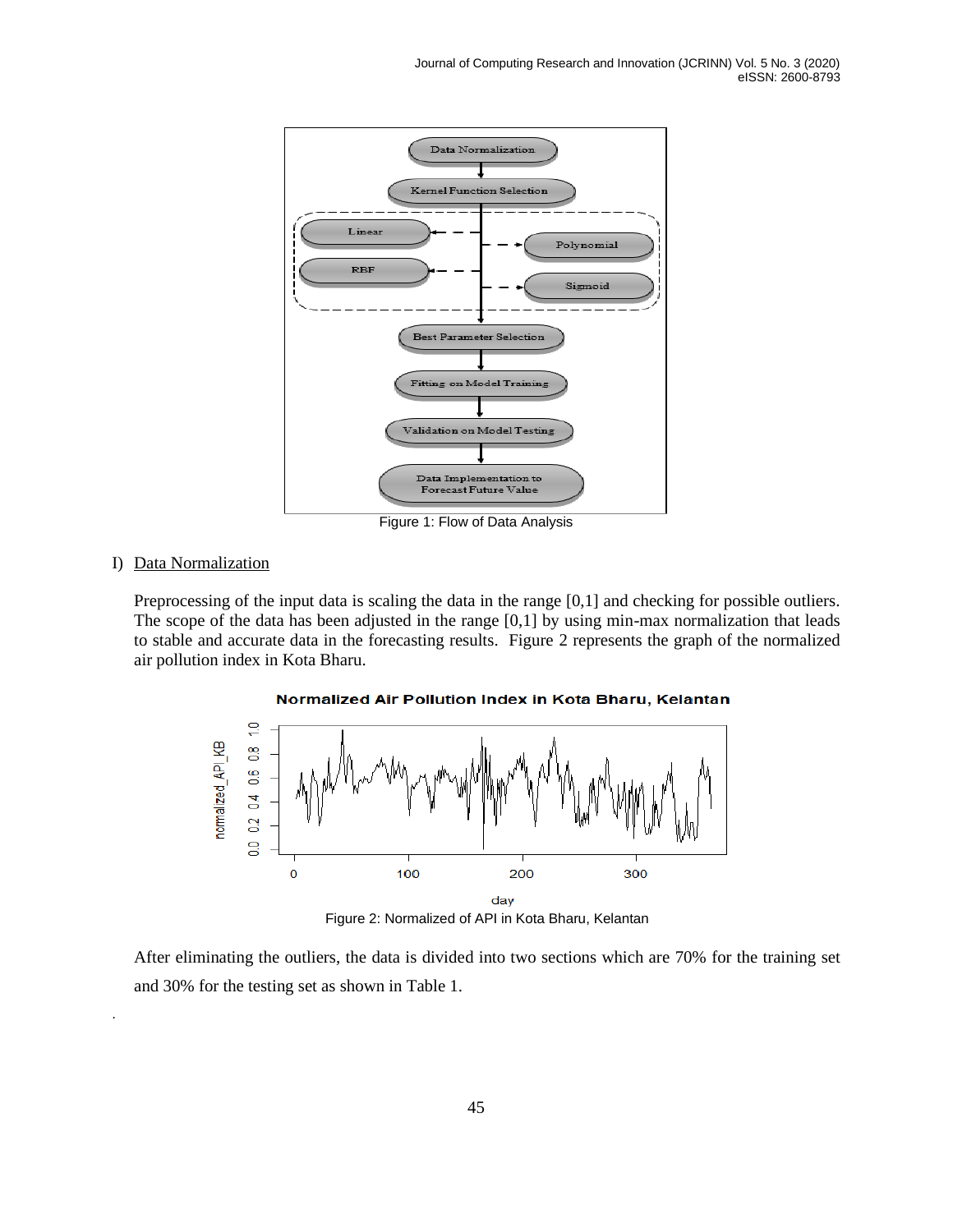Figure 1: Flow of Data Analysis

I) Data Normalization

Preprocessing of the input data is scaling the data in the range [0,1] and checking for possible outliers. The scope of the data has been adjusted in the range [0,1] by using min-max normalization that leads to stable and accurate data in the forecasting results. Figure 2 represents the graph of the normalized air pollution index in Kota Bharu.

Figure 2: Normalized of API in Kota Bharu, Kelantan

After eliminating the outliers, the data is divided into two sections which are 70% for the training set and 30% for the testing set as shown in Table 1.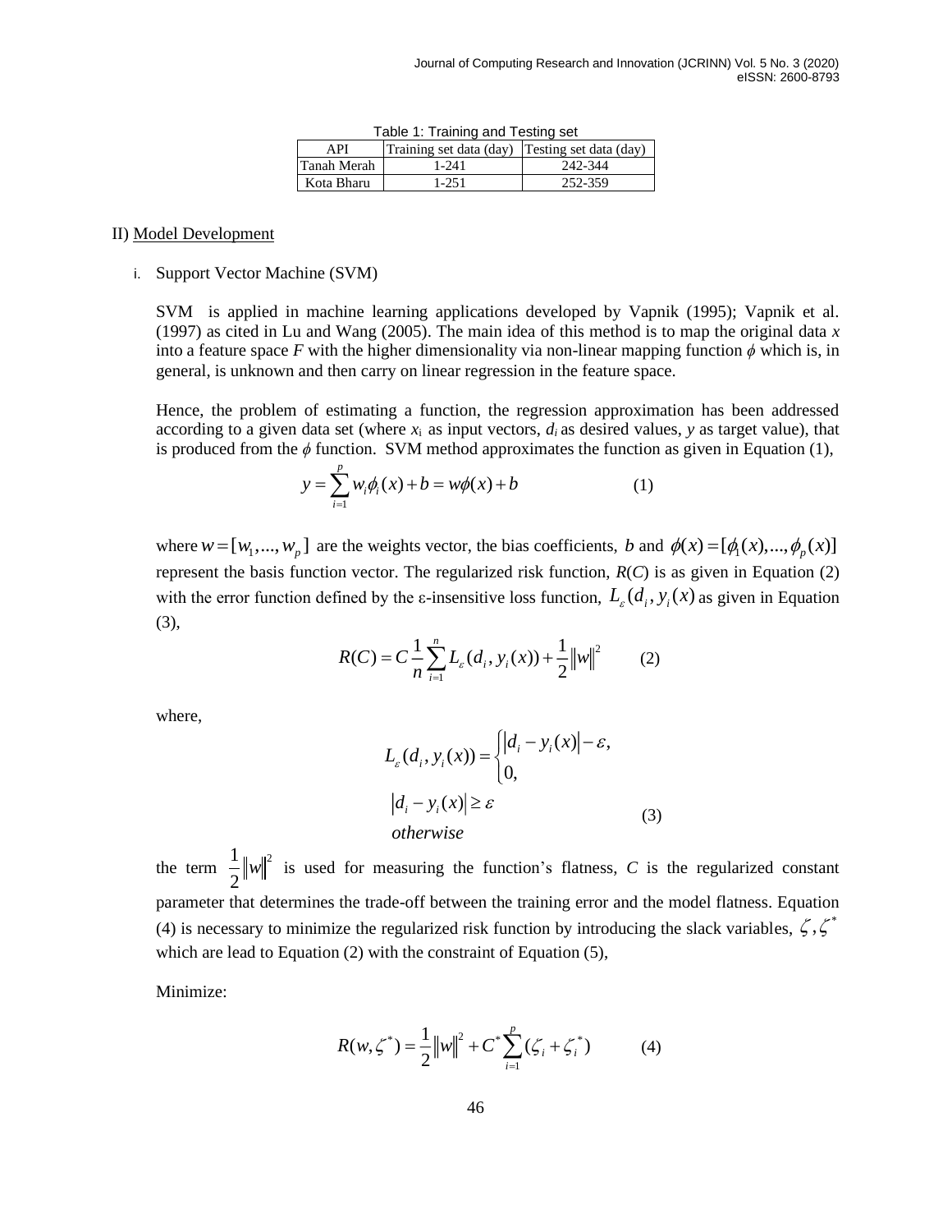Table 1: Training and Testing set

| API | Training set data (day) | Testing set data (day) |
|---|---|---|
| Tanah Merah | 1-241 | 242-344 |
| Kota Bharu | 1-251 | 252-359 |

II) Model Development

i. Support Vector Machine (SVM)

SVM is applied in machine learning applications developed by Vapnik (1995); Vapnik et al. (1997) as cited in Lu and Wang (2005). The main idea of this method is to map the original data $x$ into a feature space $F$ with the higher dimensionality via non-linear mapping function $\phi$ which is, in general, is unknown and then carry on linear regression in the feature space.

Hence, the problem of estimating a function, the regression approximation has been addressed according to a given data set (where $x_i$ as input vectors, $d_i$ as desired values, $y$ as target value), that is produced from the $\phi$ function. SVM method approximates the function as given in Equation (1),

$$y = \sum_{i=1}^{p} w_i \phi_i(x) + b = w\phi(x) + b \qquad (1)$$

where $w = [w_1, ..., w_p]$ are the weights vector, the bias coefficients, $b$ and $\phi(x) = [\phi_1(x), ..., \phi_p(x)]$ represent the basis function vector. The regularized risk function, $R(C)$ is as given in Equation (2) with the error function defined by the ε-insensitive loss function, $L_\varepsilon(d_i, y_i(x)$ as given in Equation (3),

$$R(C) = C\frac{1}{n}\sum_{i=1}^{n} L_\varepsilon(d_i, y_i(x)) + \frac{1}{2}\|w\|^2 \qquad (2)$$

where,

$$L_\varepsilon(d_i, y_i(x)) = \begin{cases} |d_i - y_i(x)| - \varepsilon, \\ 0, \end{cases}$$
$$|d_i - y_i(x)| \geq \varepsilon$$
$$otherwise \qquad (3)$$

the term $\frac{1}{2}\|w\|^2$ is used for measuring the function's flatness, $C$ is the regularized constant parameter that determines the trade-off between the training error and the model flatness. Equation (4) is necessary to minimize the regularized risk function by introducing the slack variables, $\zeta, \zeta^*$ which are lead to Equation (2) with the constraint of Equation (5),

Minimize:

$$R(w, \zeta^*) = \frac{1}{2}\|w\|^2 + C^* \sum_{i=1}^{p} (\zeta_i + \zeta_i^*) \qquad (4)$$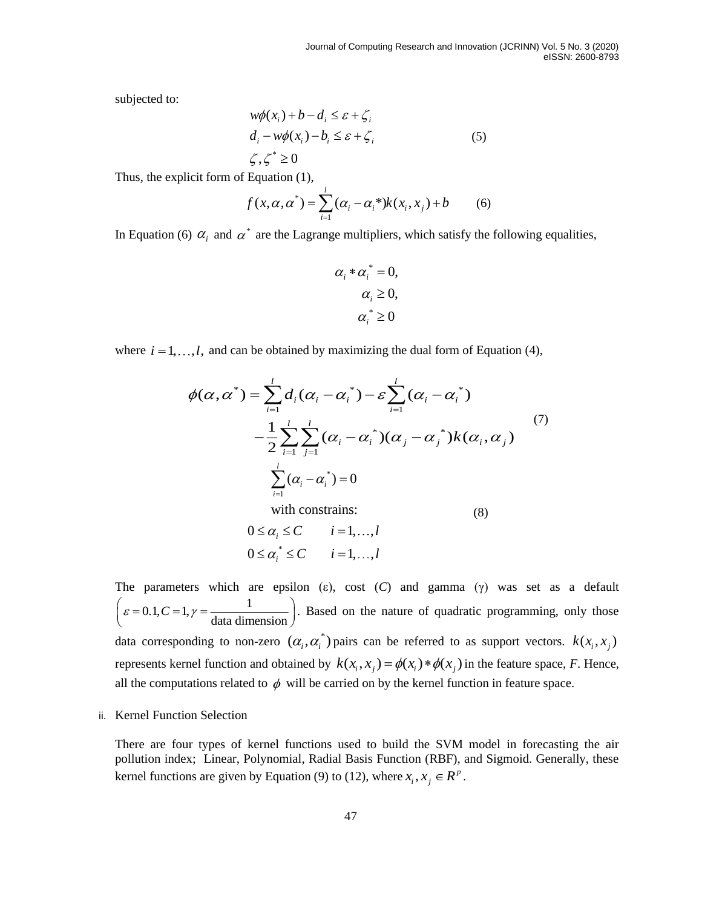subjected to:

$$
\begin{aligned}
& w\phi(x_i) + b - d_i \leq \varepsilon + \zeta_i \\
& d_i - w\phi(x_i) - b_i \leq \varepsilon + \zeta_i \\
& \zeta, \zeta^* \geq 0
\end{aligned} \tag{5}
$$

Thus, the explicit form of Equation (1),

$$
f(x, \alpha, \alpha^*) = \sum_{i=1}^{l} (\alpha_i - \alpha_i *) k(x_i, x_j) + b \tag{6}
$$

In Equation (6) $\alpha_i$ and $\alpha^*$ are the Lagrange multipliers, which satisfy the following equalities,

$$
\begin{aligned}
\alpha_i * \alpha_i^* &= 0, \\
\alpha_i &\geq 0, \\
\alpha_i^* &\geq 0
\end{aligned}
$$

where $i = 1, \ldots, l,$ and can be obtained by maximizing the dual form of Equation (4),

$$
\begin{aligned}
\phi(\alpha, \alpha^*) = & \sum_{i=1}^{l} d_i (\alpha_i - \alpha_i^*) - \varepsilon \sum_{i=1}^{l} (\alpha_i - \alpha_i^*) \\
& - \frac{1}{2} \sum_{i=1}^{l} \sum_{j=1}^{l} (\alpha_i - \alpha_i^*)(\alpha_j - \alpha_j^*) k(\alpha_i, \alpha_j)
\end{aligned} \tag{7}
$$

$$
\begin{aligned}
& \sum_{i=1}^{l} (\alpha_i - \alpha_i^*) = 0 \\
& \text{with constrains:} \\
& 0 \leq \alpha_i \leq C \qquad i = 1, \ldots, l \\
& 0 \leq \alpha_i^* \leq C \qquad i = 1, \ldots, l
\end{aligned} \tag{8}
$$

The parameters which are epsilon (ε), cost ($C$) and gamma (γ) was set as a default $\left( \varepsilon = 0.1, C = 1, \gamma = \frac{1}{\text{data dimension}} \right)$. Based on the nature of quadratic programming, only those data corresponding to non-zero $(\alpha_i, \alpha_i^*)$ pairs can be referred to as support vectors. $k(x_i, x_j)$ represents kernel function and obtained by $k(x_i, x_j) = \phi(x_i) * \phi(x_j)$ in the feature space, *F*. Hence, all the computations related to $\phi$ will be carried on by the kernel function in feature space.

ii. Kernel Function Selection

There are four types of kernel functions used to build the SVM model in forecasting the air pollution index; Linear, Polynomial, Radial Basis Function (RBF), and Sigmoid. Generally, these kernel functions are given by Equation (9) to (12), where $x_i, x_j \in R^p$.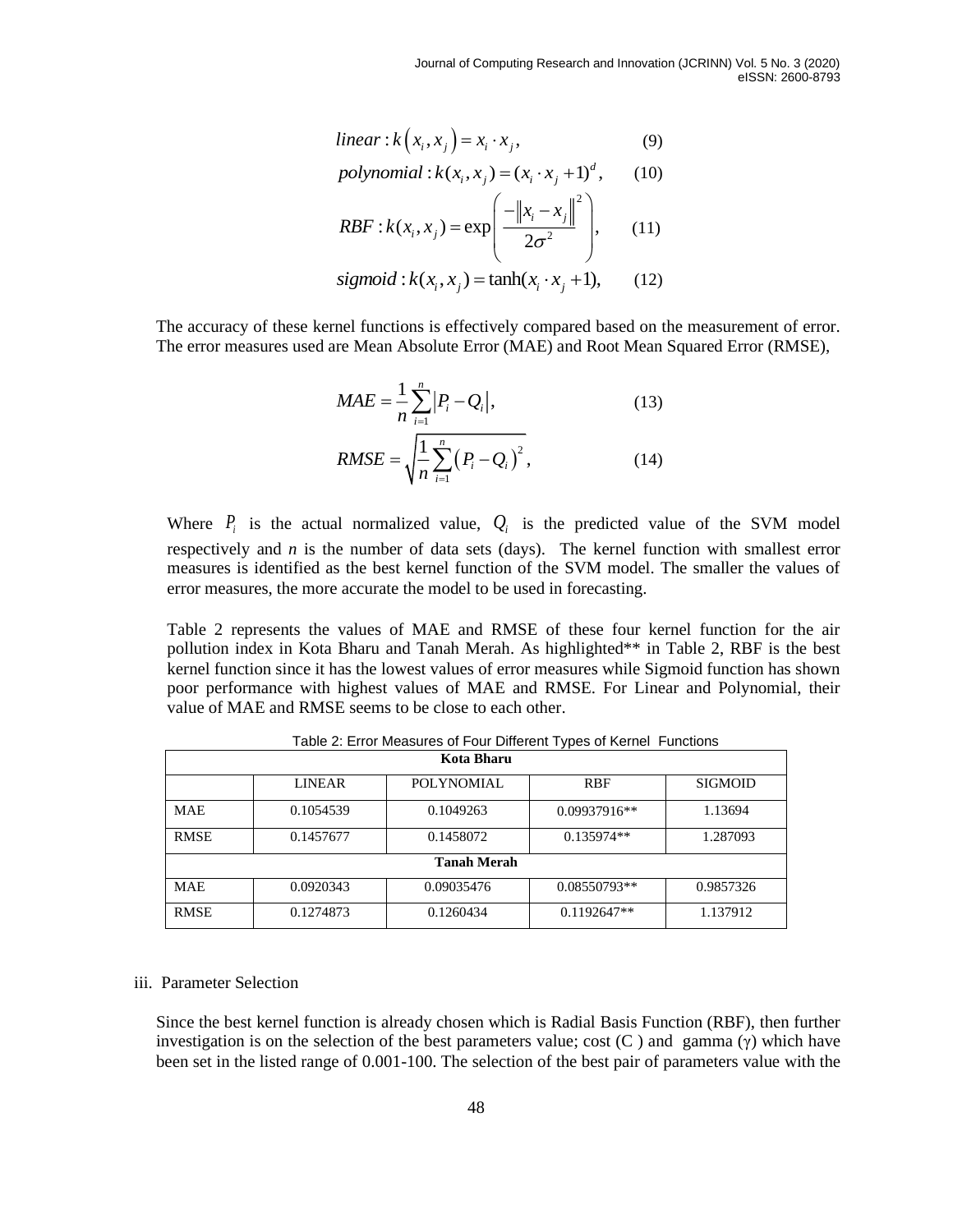$$linear : k\left(x_i, x_j\right) = x_i \cdot x_j, \qquad (9)$$

$$polynomial : k(x_i, x_j) = (x_i \cdot x_j + 1)^d, \qquad (10)$$

$$RBF : k(x_i, x_j) = \exp\left(\frac{-\left\|x_i - x_j\right\|^2}{2\sigma^2}\right), \qquad (11)$$

$$sigmoid : k(x_i, x_j) = \tanh(x_i \cdot x_j + 1), \qquad (12)$$

The accuracy of these kernel functions is effectively compared based on the measurement of error. The error measures used are Mean Absolute Error (MAE) and Root Mean Squared Error (RMSE),

$$MAE = \frac{1}{n}\sum_{i=1}^{n}\left|P_i - Q_i\right|, \qquad (13)$$

$$RMSE = \sqrt{\frac{1}{n}\sum_{i=1}^{n}\left(P_i - Q_i\right)^2}, \qquad (14)$$

Where $P_i$ is the actual normalized value, $Q_i$ is the predicted value of the SVM model respectively and $n$ is the number of data sets (days). The kernel function with smallest error measures is identified as the best kernel function of the SVM model. The smaller the values of error measures, the more accurate the model to be used in forecasting.

Table 2 represents the values of MAE and RMSE of these four kernel function for the air pollution index in Kota Bharu and Tanah Merah. As highlighted** in Table 2, RBF is the best kernel function since it has the lowest values of error measures while Sigmoid function has shown poor performance with highest values of MAE and RMSE. For Linear and Polynomial, their value of MAE and RMSE seems to be close to each other.

Table 2: Error Measures of Four Different Types of Kernel Functions

| **Kota Bharu** | | | | |
|---|---|---|---|---|
| | LINEAR | POLYNOMIAL | RBF | SIGMOID |
| MAE | 0.1054539 | 0.1049263 | 0.09937916** | 1.13694 |
| RMSE | 0.1457677 | 0.1458072 | 0.135974** | 1.287093 |
| **Tanah Merah** | | | | |
| MAE | 0.0920343 | 0.09035476 | 0.08550793** | 0.9857326 |
| RMSE | 0.1274873 | 0.1260434 | 0.1192647** | 1.137912 |

iii. Parameter Selection

Since the best kernel function is already chosen which is Radial Basis Function (RBF), then further investigation is on the selection of the best parameters value; cost (C ) and gamma (γ) which have been set in the listed range of 0.001-100. The selection of the best pair of parameters value with the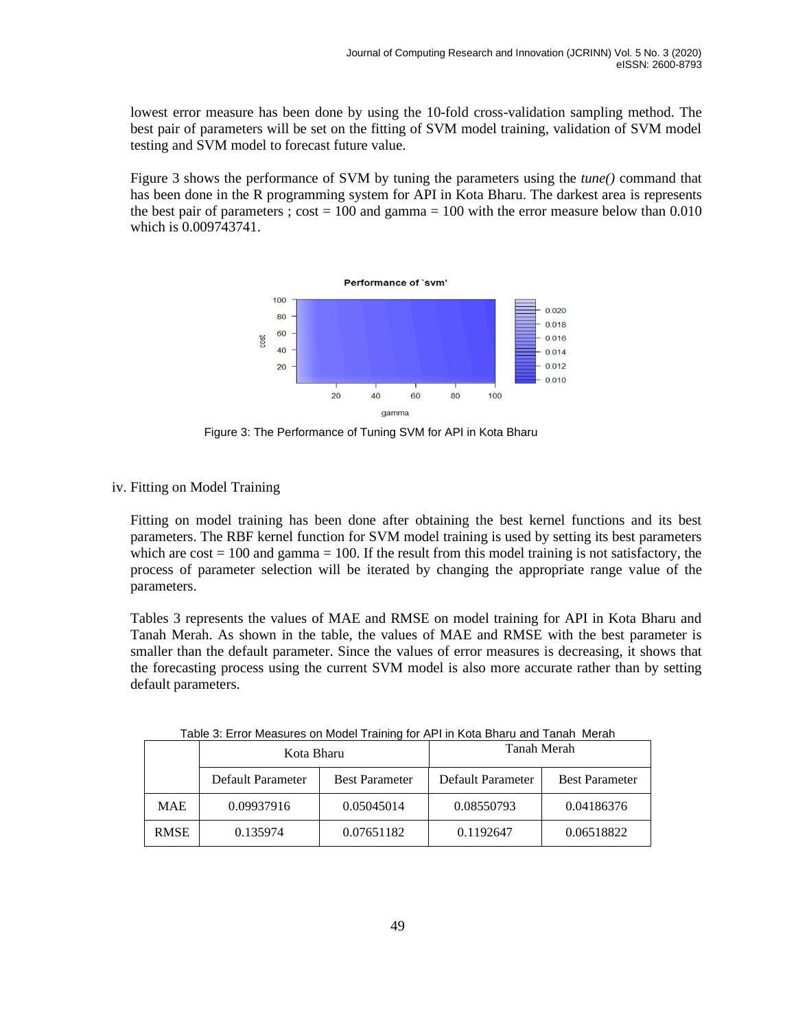lowest error measure has been done by using the 10-fold cross-validation sampling method. The best pair of parameters will be set on the fitting of SVM model training, validation of SVM model testing and SVM model to forecast future value.

Figure 3 shows the performance of SVM by tuning the parameters using the *tune()* command that has been done in the R programming system for API in Kota Bharu. The darkest area is represents the best pair of parameters ; cost = 100 and gamma = 100 with the error measure below than 0.010 which is 0.009743741.

Figure 3: The Performance of Tuning SVM for API in Kota Bharu

iv. Fitting on Model Training

Fitting on model training has been done after obtaining the best kernel functions and its best parameters. The RBF kernel function for SVM model training is used by setting its best parameters which are cost = 100 and gamma = 100. If the result from this model training is not satisfactory, the process of parameter selection will be iterated by changing the appropriate range value of the parameters.

Tables 3 represents the values of MAE and RMSE on model training for API in Kota Bharu and Tanah Merah. As shown in the table, the values of MAE and RMSE with the best parameter is smaller than the default parameter. Since the values of error measures is decreasing, it shows that the forecasting process using the current SVM model is also more accurate rather than by setting default parameters.

Table 3: Error Measures on Model Training for API in Kota Bharu and Tanah Merah

| | Kota Bharu | | Tanah Merah | |
|---|---|---|---|---|
| | Default Parameter | Best Parameter | Default Parameter | Best Parameter |
| MAE | 0.09937916 | 0.05045014 | 0.08550793 | 0.04186376 |
| RMSE | 0.135974 | 0.07651182 | 0.1192647 | 0.06518822 |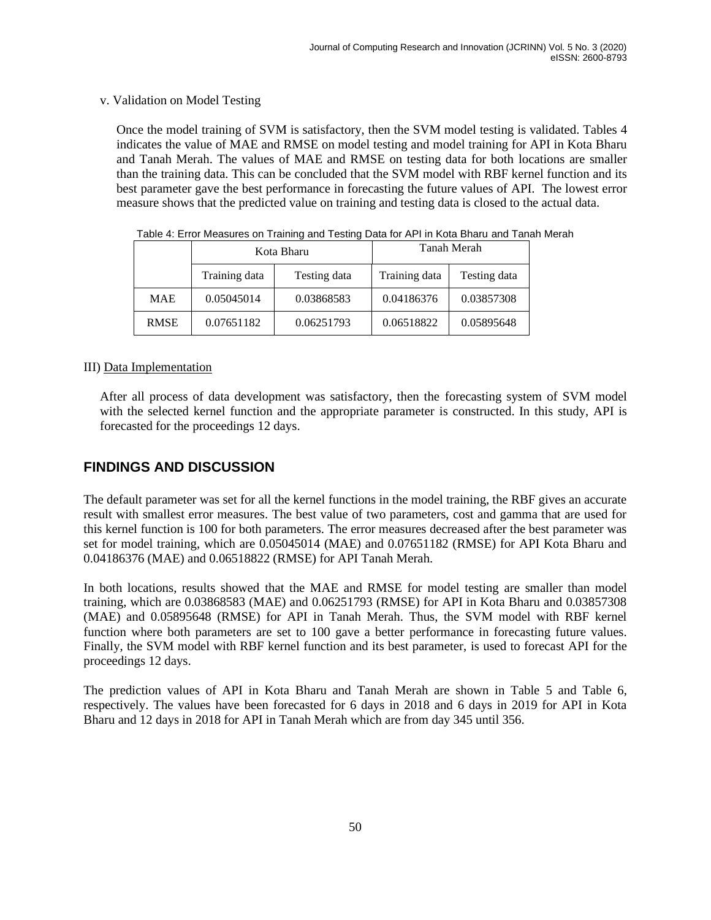v. Validation on Model Testing

Once the model training of SVM is satisfactory, then the SVM model testing is validated. Tables 4 indicates the value of MAE and RMSE on model testing and model training for API in Kota Bharu and Tanah Merah. The values of MAE and RMSE on testing data for both locations are smaller than the training data. This can be concluded that the SVM model with RBF kernel function and its best parameter gave the best performance in forecasting the future values of API. The lowest error measure shows that the predicted value on training and testing data is closed to the actual data.

Table 4: Error Measures on Training and Testing Data for API in Kota Bharu and Tanah Merah

| | Kota Bharu | | Tanah Merah | |
|---|---|---|---|---|
| | Training data | Testing data | Training data | Testing data |
| MAE | 0.05045014 | 0.03868583 | 0.04186376 | 0.03857308 |
| RMSE | 0.07651182 | 0.06251793 | 0.06518822 | 0.05895648 |

III) Data Implementation

After all process of data development was satisfactory, then the forecasting system of SVM model with the selected kernel function and the appropriate parameter is constructed. In this study, API is forecasted for the proceedings 12 days.

## FINDINGS AND DISCUSSION

The default parameter was set for all the kernel functions in the model training, the RBF gives an accurate result with smallest error measures. The best value of two parameters, cost and gamma that are used for this kernel function is 100 for both parameters. The error measures decreased after the best parameter was set for model training, which are 0.05045014 (MAE) and 0.07651182 (RMSE) for API Kota Bharu and 0.04186376 (MAE) and 0.06518822 (RMSE) for API Tanah Merah.

In both locations, results showed that the MAE and RMSE for model testing are smaller than model training, which are 0.03868583 (MAE) and 0.06251793 (RMSE) for API in Kota Bharu and 0.03857308 (MAE) and 0.05895648 (RMSE) for API in Tanah Merah. Thus, the SVM model with RBF kernel function where both parameters are set to 100 gave a better performance in forecasting future values. Finally, the SVM model with RBF kernel function and its best parameter, is used to forecast API for the proceedings 12 days.

The prediction values of API in Kota Bharu and Tanah Merah are shown in Table 5 and Table 6, respectively. The values have been forecasted for 6 days in 2018 and 6 days in 2019 for API in Kota Bharu and 12 days in 2018 for API in Tanah Merah which are from day 345 until 356.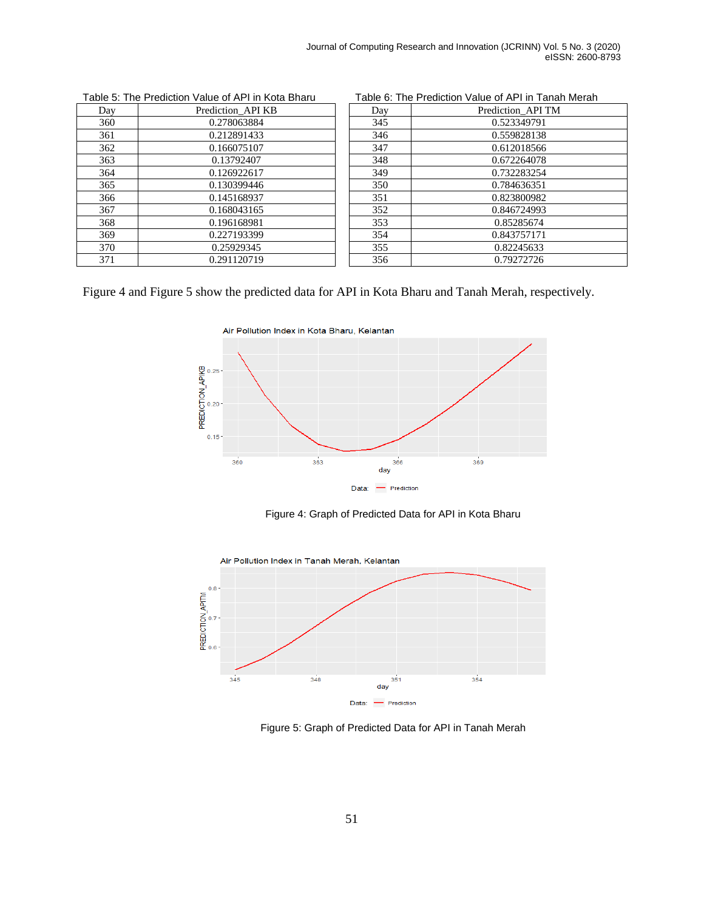Table 5: The Prediction Value of API in Kota Bharu

| Day | Prediction_API KB |
|---|---|
| 360 | 0.278063884 |
| 361 | 0.212891433 |
| 362 | 0.166075107 |
| 363 | 0.13792407 |
| 364 | 0.126922617 |
| 365 | 0.130399446 |
| 366 | 0.145168937 |
| 367 | 0.168043165 |
| 368 | 0.196168981 |
| 369 | 0.227193399 |
| 370 | 0.25929345 |
| 371 | 0.291120719 |

Table 6: The Prediction Value of API in Tanah Merah

| Day | Prediction_API TM |
|---|---|
| 345 | 0.523349791 |
| 346 | 0.559828138 |
| 347 | 0.612018566 |
| 348 | 0.672264078 |
| 349 | 0.732283254 |
| 350 | 0.784636351 |
| 351 | 0.823800982 |
| 352 | 0.846724993 |
| 353 | 0.85285674 |
| 354 | 0.843757171 |
| 355 | 0.82245633 |
| 356 | 0.79272726 |

Figure 4 and Figure 5 show the predicted data for API in Kota Bharu and Tanah Merah, respectively.

Figure 4: Graph of Predicted Data for API in Kota Bharu

Figure 5: Graph of Predicted Data for API in Tanah Merah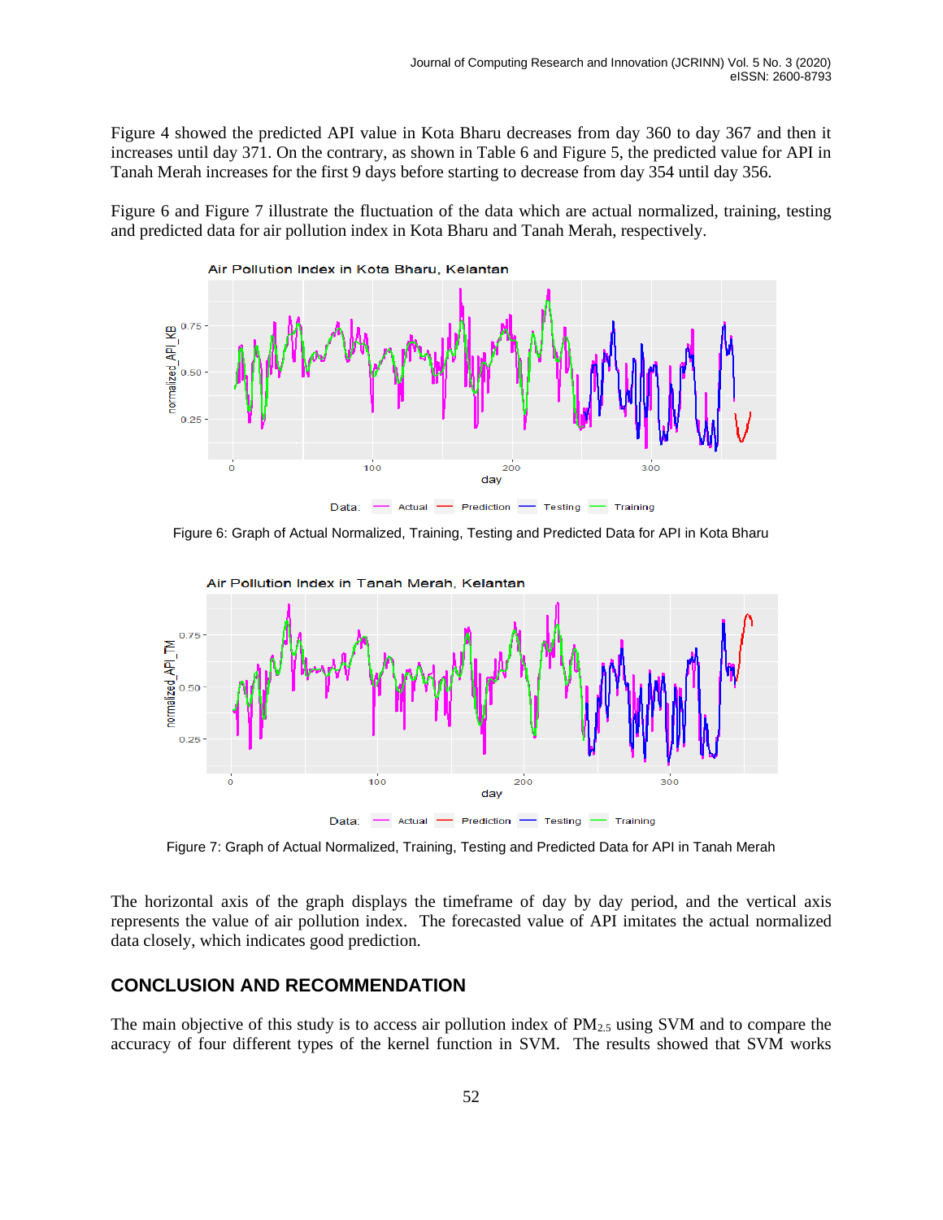Figure 4 showed the predicted API value in Kota Bharu decreases from day 360 to day 367 and then it increases until day 371. On the contrary, as shown in Table 6 and Figure 5, the predicted value for API in Tanah Merah increases for the first 9 days before starting to decrease from day 354 until day 356.

Figure 6 and Figure 7 illustrate the fluctuation of the data which are actual normalized, training, testing and predicted data for air pollution index in Kota Bharu and Tanah Merah, respectively.

Figure 6: Graph of Actual Normalized, Training, Testing and Predicted Data for API in Kota Bharu

Figure 7: Graph of Actual Normalized, Training, Testing and Predicted Data for API in Tanah Merah

The horizontal axis of the graph displays the timeframe of day by day period, and the vertical axis represents the value of air pollution index. The forecasted value of API imitates the actual normalized data closely, which indicates good prediction.

## CONCLUSION AND RECOMMENDATION

The main objective of this study is to access air pollution index of $PM_{2.5}$ using SVM and to compare the accuracy of four different types of the kernel function in SVM. The results showed that SVM works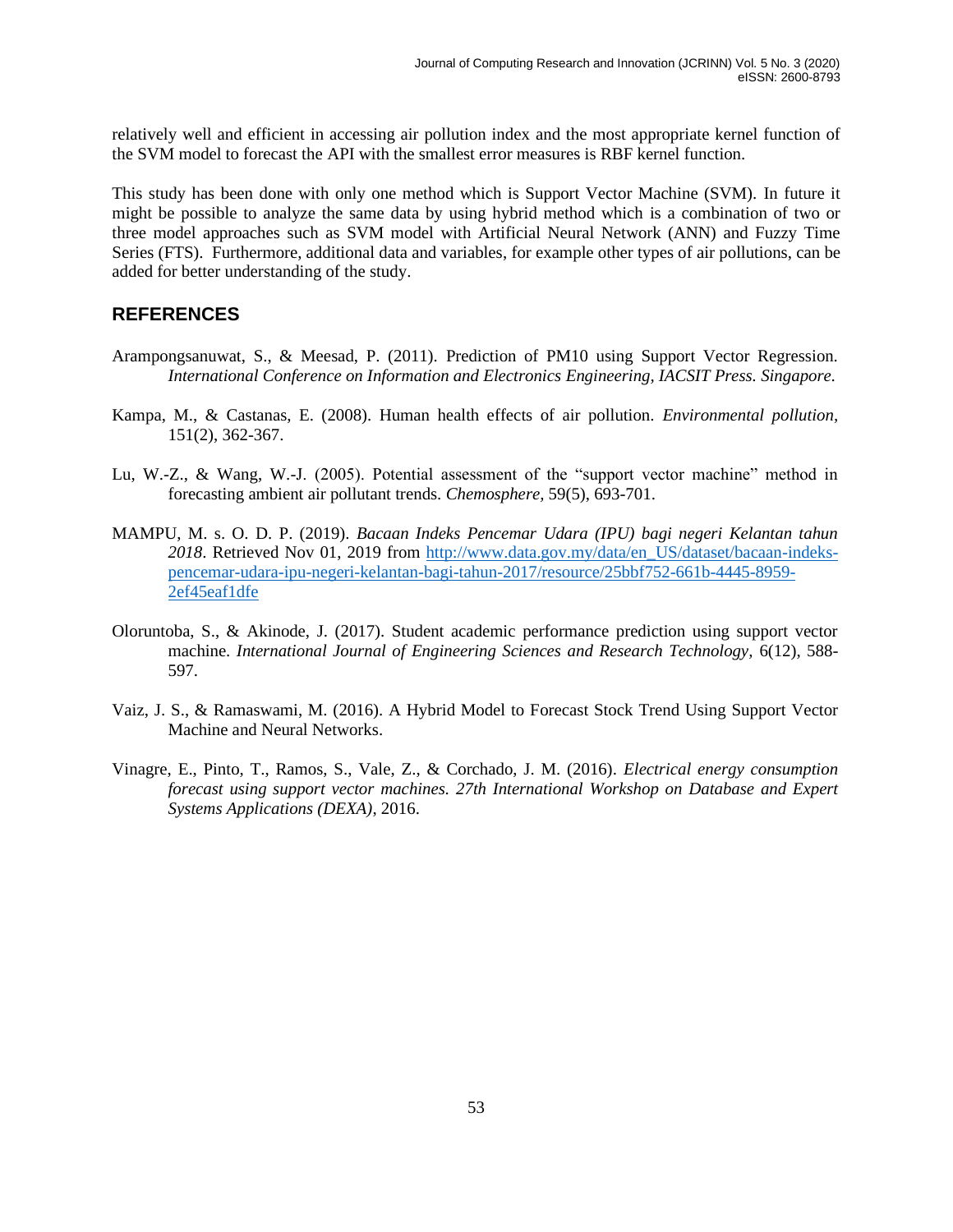relatively well and efficient in accessing air pollution index and the most appropriate kernel function of the SVM model to forecast the API with the smallest error measures is RBF kernel function.

This study has been done with only one method which is Support Vector Machine (SVM). In future it might be possible to analyze the same data by using hybrid method which is a combination of two or three model approaches such as SVM model with Artificial Neural Network (ANN) and Fuzzy Time Series (FTS). Furthermore, additional data and variables, for example other types of air pollutions, can be added for better understanding of the study.

## REFERENCES

Arampongsanuwat, S., & Meesad, P. (2011). Prediction of PM10 using Support Vector Regression. *International Conference on Information and Electronics Engineering, IACSIT Press. Singapore.*

Kampa, M., & Castanas, E. (2008). Human health effects of air pollution. *Environmental pollution*, 151(2), 362-367.

Lu, W.-Z., & Wang, W.-J. (2005). Potential assessment of the "support vector machine" method in forecasting ambient air pollutant trends. *Chemosphere,* 59(5), 693-701.

MAMPU, M. s. O. D. P. (2019). *Bacaan Indeks Pencemar Udara (IPU) bagi negeri Kelantan tahun 2018*. Retrieved Nov 01, 2019 from http://www.data.gov.my/data/en_US/dataset/bacaan-indeks-pencemar-udara-ipu-negeri-kelantan-bagi-tahun-2017/resource/25bbf752-661b-4445-8959-2ef45eaf1dfe

Oloruntoba, S., & Akinode, J. (2017). Student academic performance prediction using support vector machine. *International Journal of Engineering Sciences and Research Technology,* 6(12), 588-597.

Vaiz, J. S., & Ramaswami, M. (2016). A Hybrid Model to Forecast Stock Trend Using Support Vector Machine and Neural Networks.

Vinagre, E., Pinto, T., Ramos, S., Vale, Z., & Corchado, J. M. (2016). *Electrical energy consumption forecast using support vector machines. 27th International Workshop on Database and Expert Systems Applications (DEXA),* 2016.